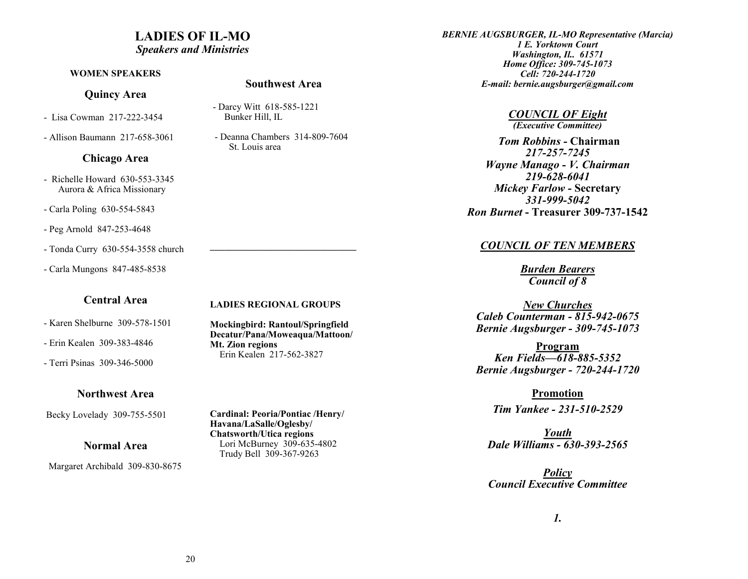# LADIES OF IL-MO
### *Speakers and Ministries*

**WOMEN SPEAKERS**

## Quincy Area

- Lisa Cowman 217-222-3454
- Allison Baumann 217-658-3061

## Chicago Area

- Richelle Howard 630-553-3345
  Aurora & Africa Missionary
- Carla Poling 630-554-5843
- Peg Arnold 847-253-4648
- Tonda Curry 630-554-3558 church
- Carla Mungons 847-485-8538

## Central Area

- Karen Shelburne 309-578-1501
- Erin Kealen 309-383-4846
- Terri Psinas 309-346-5000

## Northwest Area

Becky Lovelady 309-755-5501

## Normal Area

Margaret Archibald 309-830-8675

## Southwest Area

- Darcy Witt 618-585-1221
  Bunker Hill, IL
- Deanna Chambers 314-809-7604
  St. Louis area

---

**LADIES REGIONAL GROUPS**

**Mockingbird: Rantoul/Springfield Decatur/Pana/Moweaqua/Mattoon/ Mt. Zion regions**
Erin Kealen 217-562-3827

**Cardinal: Peoria/Pontiac /Henry/ Havana/LaSalle/Oglesby/ Chatsworth/Utica regions**
Lori McBurney 309-635-4802
Trudy Bell 309-367-9263

***BERNIE AUGSBURGER, IL-MO Representative (Marcia)***
*1 E. Yorktown Court*
*Washington, Il.. 61571*
*Home Office: 309-745-1073*
*Cell: 720-244-1720*
*E-mail: bernie.augsburger@gmail.com*

## *COUNCIL OF Eight*
*(Executive Committee)*

*Tom Robbins* - **Chairman**
*217-257-7245*
*Wayne Manago - V. Chairman*
*219-628-6041*
*Mickey Farlow* - **Secretary**
*331-999-5042*
*Ron Burnet* - **Treasurer 309-737-1542**

## *COUNCIL OF TEN MEMBERS*

***Burden Bearers***
*Council of 8*

***New Churches***
*Caleb Counterman - 815-942-0675*
*Bernie Augsburger - 309-745-1073*

**Program**
*Ken Fields—618-885-5352*
*Bernie Augsburger - 720-244-1720*

**Promotion**
*Tim Yankee - 231-510-2529*

***Youth***
*Dale Williams - 630-393-2565*

***Policy***
*Council Executive Committee*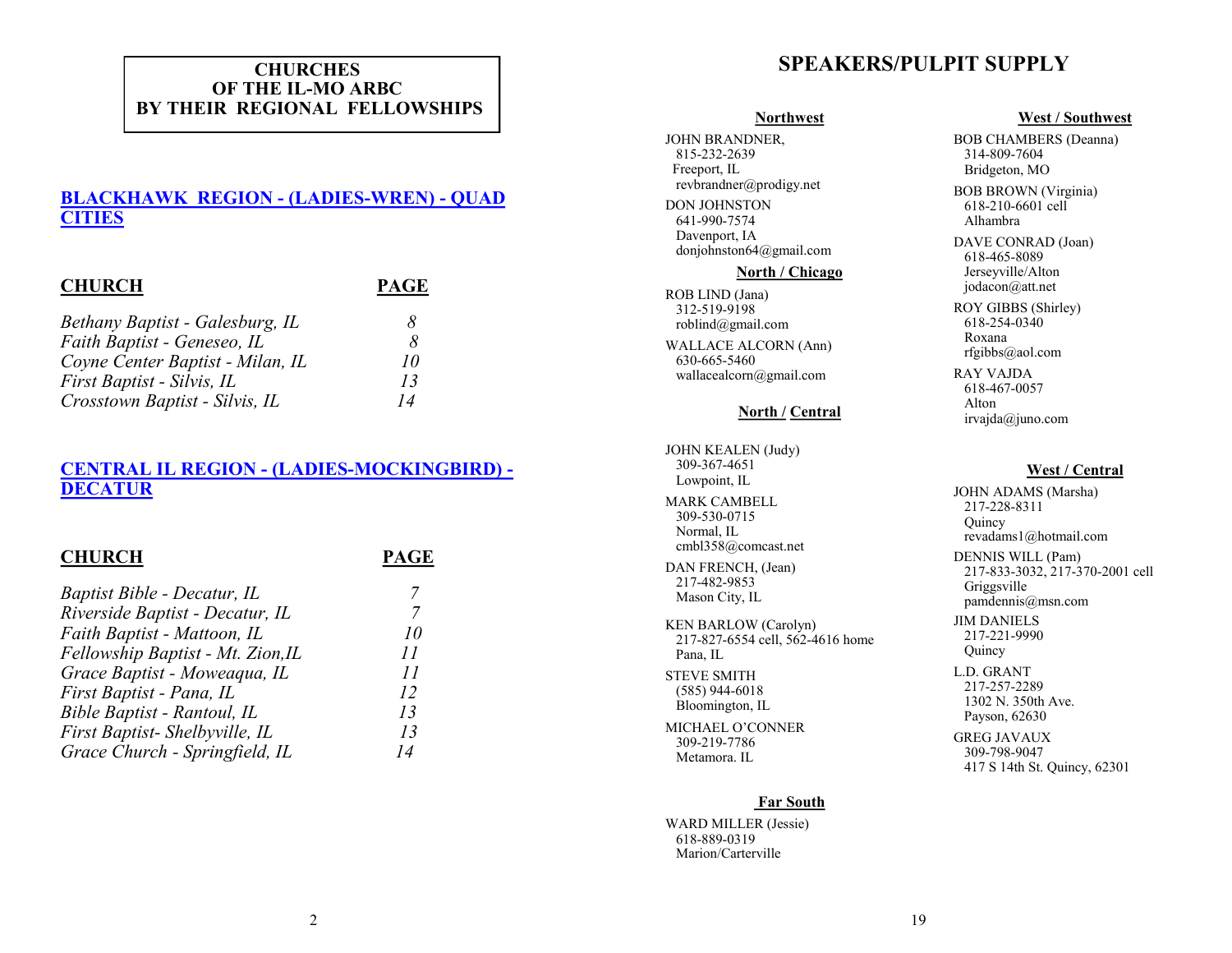# CHURCHES OF THE IL-MO ARBC BY THEIR REGIONAL FELLOWSHIPS

## BLACKHAWK REGION - (LADIES-WREN) - QUAD CITIES

| CHURCH | PAGE |
|---|---|
| *Bethany Baptist - Galesburg, IL* | *8* |
| *Faith Baptist - Geneseo, IL* | *8* |
| *Coyne Center Baptist - Milan, IL* | *10* |
| *First Baptist - Silvis, IL* | *13* |
| *Crosstown Baptist - Silvis, IL* | *14* |

## CENTRAL IL REGION - (LADIES-MOCKINGBIRD) - DECATUR

| CHURCH | PAGE |
|---|---|
| *Baptist Bible - Decatur, IL* | *7* |
| *Riverside Baptist - Decatur, IL* | *7* |
| *Faith Baptist - Mattoon, IL* | *10* |
| *Fellowship Baptist - Mt. Zion,IL* | *11* |
| *Grace Baptist - Moweaqua, IL* | *11* |
| *First Baptist - Pana, IL* | *12* |
| *Bible Baptist - Rantoul, IL* | *13* |
| *First Baptist- Shelbyville, IL* | *13* |
| *Grace Church - Springfield, IL* | *14* |

# SPEAKERS/PULPIT SUPPLY

### Northwest

JOHN BRANDNER,
815-232-2639
Freeport, IL
revbrandner@prodigy.net

DON JOHNSTON
641-990-7574
Davenport, IA
donjohnston64@gmail.com

### North / Chicago

ROB LIND (Jana)
312-519-9198
roblind@gmail.com

WALLACE ALCORN (Ann)
630-665-5460
wallacealcorn@gmail.com

### North / Central

JOHN KEALEN (Judy)
309-367-4651
Lowpoint, IL

MARK CAMBELL
309-530-0715
Normal, IL
cmbl358@comcast.net

DAN FRENCH, (Jean)
217-482-9853
Mason City, IL

KEN BARLOW (Carolyn)
217-827-6554 cell, 562-4616 home
Pana, IL

STEVE SMITH
(585) 944-6018
Bloomington, IL

MICHAEL O'CONNER
309-219-7786
Metamora. IL

### Far South

WARD MILLER (Jessie)
618-889-0319
Marion/Carterville

### West / Southwest

BOB CHAMBERS (Deanna)
314-809-7604
Bridgeton, MO

BOB BROWN (Virginia)
618-210-6601 cell
Alhambra

DAVE CONRAD (Joan)
618-465-8089
Jerseyville/Alton
jodacon@att.net

ROY GIBBS (Shirley)
618-254-0340
Roxana
rfgibbs@aol.com

RAY VAJDA
618-467-0057
Alton
irvajda@juno.com

### West / Central

JOHN ADAMS (Marsha)
217-228-8311
Quincy
revadams1@hotmail.com

DENNIS WILL (Pam)
217-833-3032, 217-370-2001 cell
Griggsville
pamdennis@msn.com

JIM DANIELS
217-221-9990
Quincy

L.D. GRANT
217-257-2289
1302 N. 350th Ave.
Payson, 62630

GREG JAVAUX
309-798-9047
417 S 14th St. Quincy, 62301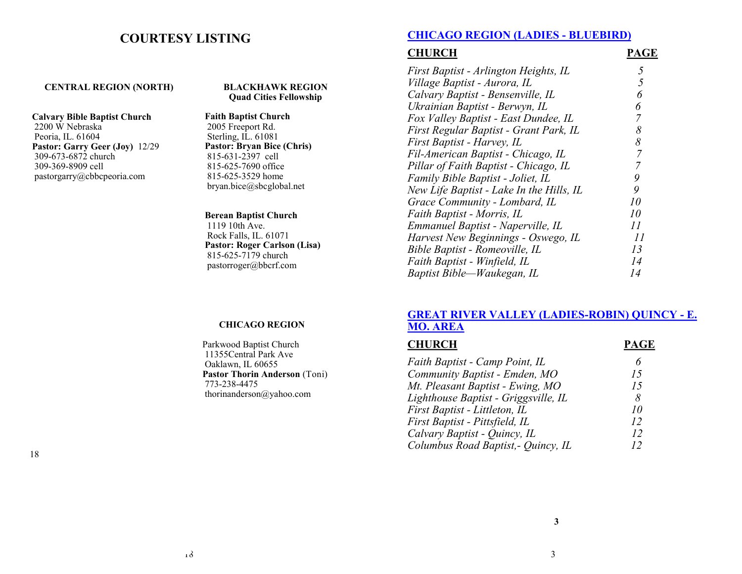# COURTESY LISTING

### CENTRAL REGION (NORTH)

**Calvary Bible Baptist Church**
2200 W Nebraska
Peoria, IL. 61604
**Pastor: Garry Geer (Joy)** 12/29
309-673-6872 church
309-369-8909 cell
pastorgarry@cbbcpeoria.com

### BLACKHAWK REGION
**Quad Cities Fellowship**

**Faith Baptist Church**
2005 Freeport Rd.
Sterling, IL. 61081
**Pastor: Bryan Bice (Chris)**
815-631-2397 cell
815-625-7690 office
815-625-3529 home
bryan.bice@sbcglobal.net

**Berean Baptist Church**
1119 10th Ave.
Rock Falls, IL. 61071
**Pastor: Roger Carlson (Lisa)**
815-625-7179 church
pastorroger@bbcrf.com

### CHICAGO REGION

Parkwood Baptist Church
11355Central Park Ave
Oaklawn, IL 60655
**Pastor Thorin Anderson** (Toni)
773-238-4475
thorinanderson@yahoo.com

## CHICAGO REGION (LADIES - BLUEBIRD)

| CHURCH | PAGE |
|---|---|
| *First Baptist - Arlington Heights, IL* | *5* |
| *Village Baptist - Aurora, IL* | *5* |
| *Calvary Baptist - Bensenville, IL* | *6* |
| *Ukrainian Baptist - Berwyn, IL* | *6* |
| *Fox Valley Baptist - East Dundee, IL* | *7* |
| *First Regular Baptist - Grant Park, IL* | *8* |
| *First Baptist - Harvey, IL* | *8* |
| *Fil-American Baptist - Chicago, IL* | *7* |
| *Pillar of Faith Baptist - Chicago, IL* | *7* |
| *Family Bible Baptist - Joliet, IL* | *9* |
| *New Life Baptist - Lake In the Hills, IL* | *9* |
| *Grace Community - Lombard, IL* | *10* |
| *Faith Baptist - Morris, IL* | *10* |
| *Emmanuel Baptist - Naperville, IL* | *11* |
| *Harvest New Beginnings - Oswego, IL* | *11* |
| *Bible Baptist - Romeoville, IL* | *13* |
| *Faith Baptist - Winfield, IL* | *14* |
| *Baptist Bible—Waukegan, IL* | *14* |

## GREAT RIVER VALLEY (LADIES-ROBIN) QUINCY - E. MO. AREA

| CHURCH | PAGE |
|---|---|
| *Faith Baptist - Camp Point, IL* | *6* |
| *Community Baptist - Emden, MO* | *15* |
| *Mt. Pleasant Baptist - Ewing, MO* | *15* |
| *Lighthouse Baptist - Griggsville, IL* | *8* |
| *First Baptist - Littleton, IL* | *10* |
| *First Baptist - Pittsfield, IL* | *12* |
| *Calvary Baptist - Quincy, IL* | *12* |
| *Columbus Road Baptist,- Quincy, IL* | *12* |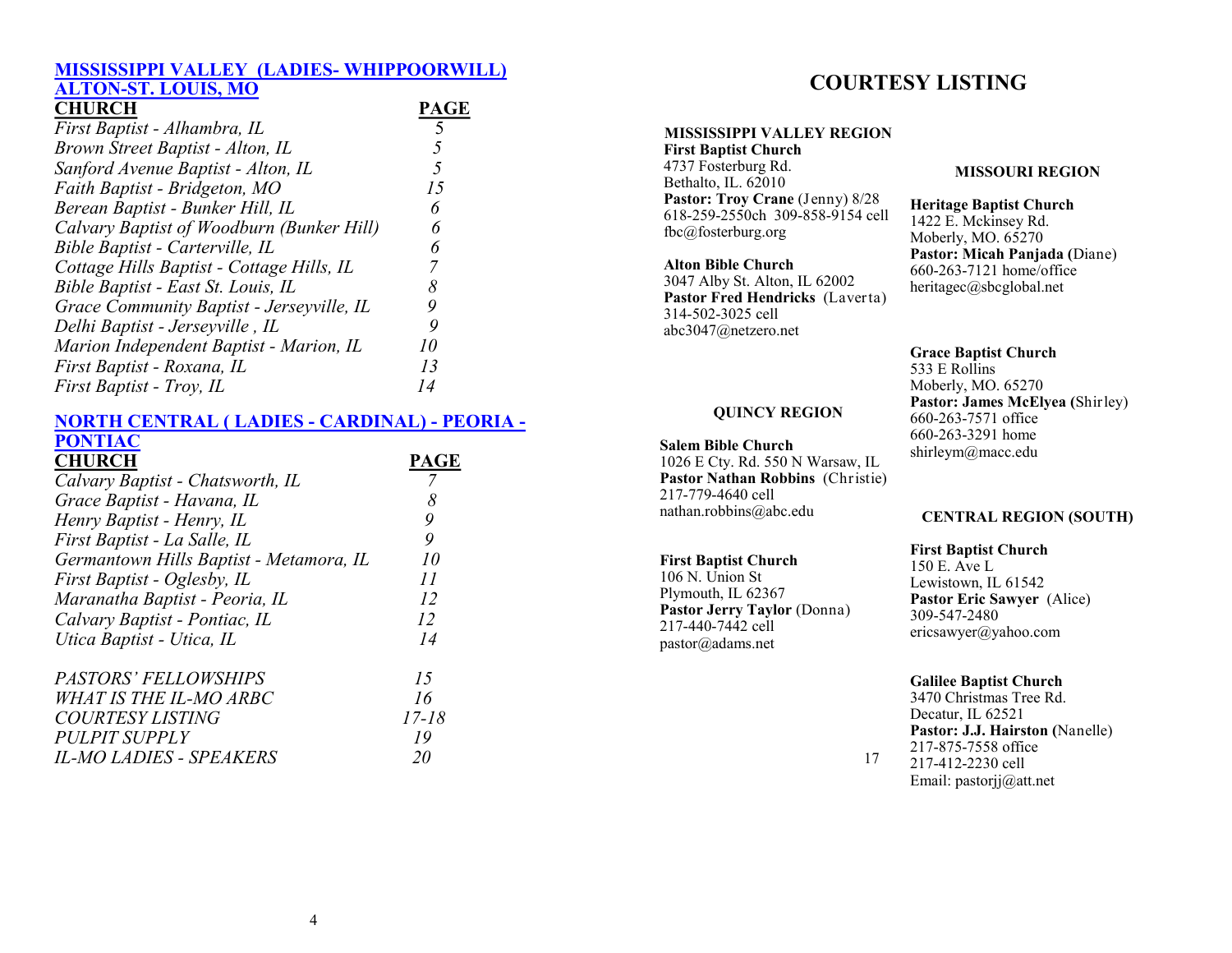## MISSISSIPPI VALLEY (LADIES- WHIPPOORWILL) ALTON-ST. LOUIS, MO

| CHURCH | PAGE |
|---|---|
| *First Baptist - Alhambra, IL* | *5* |
| *Brown Street Baptist - Alton, IL* | *5* |
| *Sanford Avenue Baptist - Alton, IL* | *5* |
| *Faith Baptist - Bridgeton, MO* | *15* |
| *Berean Baptist - Bunker Hill, IL* | *6* |
| *Calvary Baptist of Woodburn (Bunker Hill)* | *6* |
| *Bible Baptist - Carterville, IL* | *6* |
| *Cottage Hills Baptist - Cottage Hills, IL* | *7* |
| *Bible Baptist - East St. Louis, IL* | *8* |
| *Grace Community Baptist - Jerseyville, IL* | *9* |
| *Delhi Baptist - Jerseyville , IL* | *9* |
| *Marion Independent Baptist - Marion, IL* | *10* |
| *First Baptist - Roxana, IL* | *13* |
| *First Baptist - Troy, IL* | *14* |

## NORTH CENTRAL ( LADIES - CARDINAL) - PEORIA - PONTIAC

| CHURCH | PAGE |
|---|---|
| *Calvary Baptist - Chatsworth, IL* | *7* |
| *Grace Baptist - Havana, IL* | *8* |
| *Henry Baptist - Henry, IL* | *9* |
| *First Baptist - La Salle, IL* | *9* |
| *Germantown Hills Baptist - Metamora, IL* | *10* |
| *First Baptist - Oglesby, IL* | *11* |
| *Maranatha Baptist - Peoria, IL* | *12* |
| *Calvary Baptist - Pontiac, IL* | *12* |
| *Utica Baptist - Utica, IL* | *14* |

| | |
|---|---|
| *PASTORS' FELLOWSHIPS* | *15* |
| *WHAT IS THE IL-MO ARBC* | *16* |
| *COURTESY LISTING* | *17-18* |
| *PULPIT SUPPLY* | *19* |
| *IL-MO LADIES - SPEAKERS* | *20* |

# COURTESY LISTING

### MISSISSIPPI VALLEY REGION

**First Baptist Church**
4737 Fosterburg Rd.
Bethalto, IL. 62010
**Pastor: Troy Crane** (Jenny) 8/28
618-259-2550ch 309-858-9154 cell
fbc@fosterburg.org

**Alton Bible Church**
3047 Alby St. Alton, IL 62002
**Pastor Fred Hendricks** (Laverta)
314-502-3025 cell
abc3047@netzero.net

### QUINCY REGION

**Salem Bible Church**
1026 E Cty. Rd. 550 N Warsaw, IL
**Pastor Nathan Robbins** (Christie)
217-779-4640 cell
nathan.robbins@abc.edu

**First Baptist Church**
106 N. Union St
Plymouth, IL 62367
**Pastor Jerry Taylor** (Donna)
217-440-7442 cell
pastor@adams.net

### MISSOURI REGION

**Heritage Baptist Church**
1422 E. Mckinsey Rd.
Moberly, MO. 65270
**Pastor: Micah Panjada (**Diane)
660-263-7121 home/office
heritagec@sbcglobal.net

**Grace Baptist Church**
533 E Rollins
Moberly, MO. 65270
**Pastor: James McElyea (**Shirley)
660-263-7571 office
660-263-3291 home
shirleym@macc.edu

### CENTRAL REGION (SOUTH)

**First Baptist Church**
150 E. Ave L
Lewistown, IL 61542
**Pastor Eric Sawyer** (Alice)
309-547-2480
ericsawyer@yahoo.com

**Galilee Baptist Church**
3470 Christmas Tree Rd.
Decatur, IL 62521
**Pastor: J.J. Hairston (**Nanelle)
217-875-7558 office
217-412-2230 cell
Email: pastorjj@att.net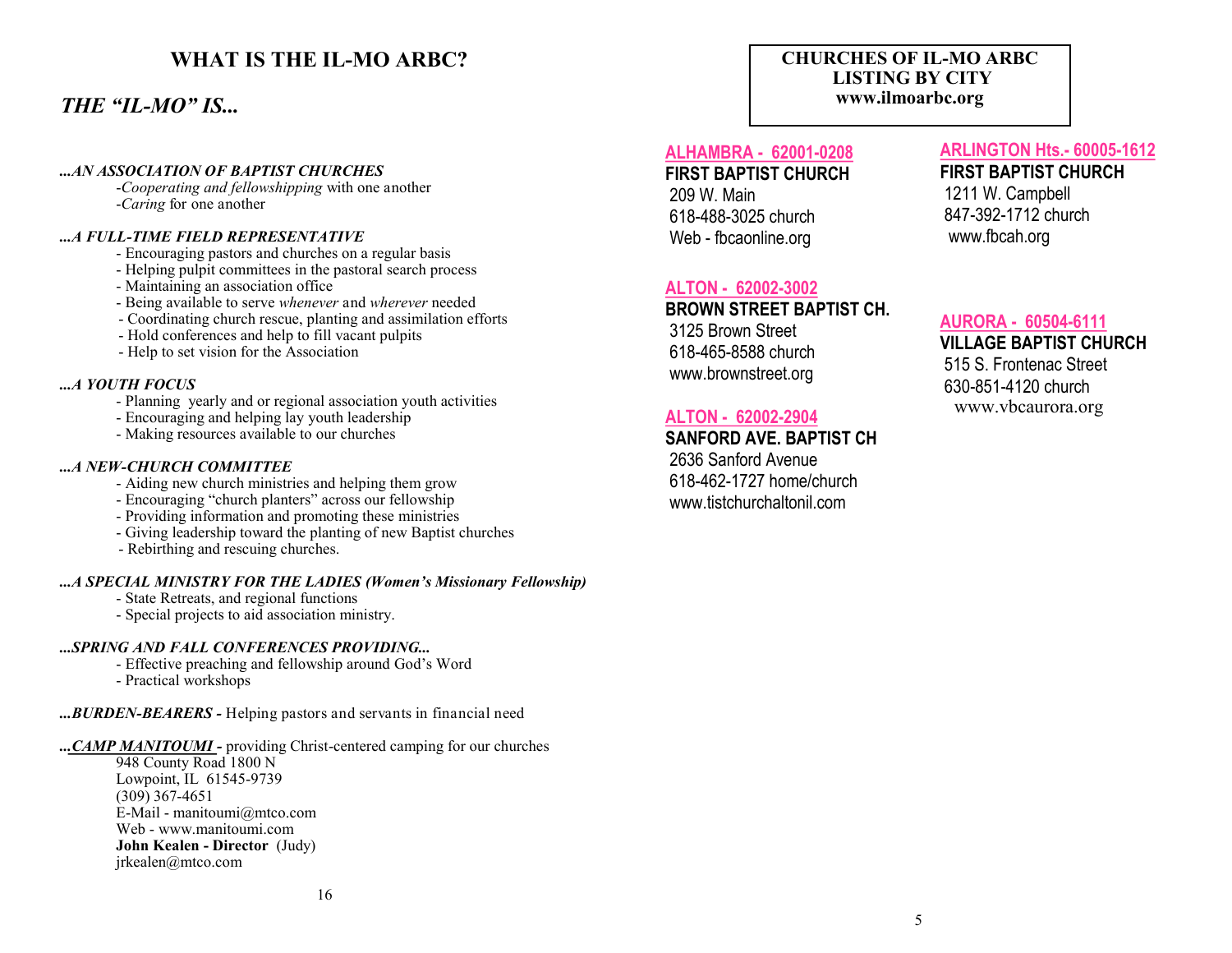# WHAT IS THE IL-MO ARBC?

## *THE "IL-MO" IS...*

***...AN ASSOCIATION OF BAPTIST CHURCHES***

-*Cooperating and fellowshipping* with one another
-*Caring* for one another

***...A FULL-TIME FIELD REPRESENTATIVE***

- Encouraging pastors and churches on a regular basis
- Helping pulpit committees in the pastoral search process
- Maintaining an association office
- Being available to serve *whenever* and *wherever* needed
- Coordinating church rescue, planting and assimilation efforts
- Hold conferences and help to fill vacant pulpits
- Help to set vision for the Association

***...A YOUTH FOCUS***

- Planning yearly and or regional association youth activities
- Encouraging and helping lay youth leadership
- Making resources available to our churches

***...A NEW-CHURCH COMMITTEE***

- Aiding new church ministries and helping them grow
- Encouraging "church planters" across our fellowship
- Providing information and promoting these ministries
- Giving leadership toward the planting of new Baptist churches
- Rebirthing and rescuing churches.

***...A SPECIAL MINISTRY FOR THE LADIES (Women's Missionary Fellowship)***

- State Retreats, and regional functions
- Special projects to aid association ministry.

***...SPRING AND FALL CONFERENCES PROVIDING...***

- Effective preaching and fellowship around God's Word
- Practical workshops

***...BURDEN-BEARERS -*** Helping pastors and servants in financial need

***...CAMP MANITOUMI -*** providing Christ-centered camping for our churches

948 County Road 1800 N
Lowpoint, IL 61545-9739
(309) 367-4651
E-Mail - manitoumi@mtco.com
Web - www.manitoumi.com
**John Kealen - Director** (Judy)
jrkealen@mtco.com

**CHURCHES OF IL-MO ARBC**
**LISTING BY CITY**
**www.ilmoarbc.org**

**ALHAMBRA - 62001-0208**
**FIRST BAPTIST CHURCH**
209 W. Main
618-488-3025 church
Web - fbcaonline.org

**ALTON - 62002-3002**
**BROWN STREET BAPTIST CH.**
3125 Brown Street
618-465-8588 church
www.brownstreet.org

**ALTON - 62002-2904**
**SANFORD AVE. BAPTIST CH**
2636 Sanford Avenue
618-462-1727 home/church
www.tistchurchaltonil.com

**ARLINGTON Hts.- 60005-1612**
**FIRST BAPTIST CHURCH**
1211 W. Campbell
847-392-1712 church
www.fbcah.org

**AURORA - 60504-6111**
**VILLAGE BAPTIST CHURCH**
515 S. Frontenac Street
630-851-4120 church
www.vbcaurora.org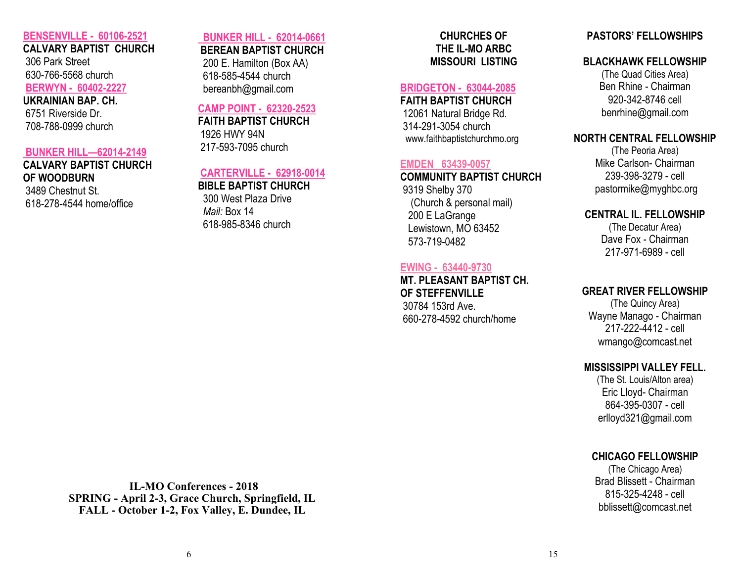**BENSENVILLE - 60106-2521**

**CALVARY BAPTIST CHURCH**
306 Park Street
630-766-5568 church

**BERWYN - 60402-2227**

**UKRAINIAN BAP. CH.**
6751 Riverside Dr.
708-788-0999 church

**BUNKER HILL—62014-2149**

**CALVARY BAPTIST CHURCH OF WOODBURN**
3489 Chestnut St.
618-278-4544 home/office

**BUNKER HILL - 62014-0661**

**BEREAN BAPTIST CHURCH**
200 E. Hamilton (Box AA)
618-585-4544 church
bereanbh@gmail.com

**CAMP POINT - 62320-2523**

**FAITH BAPTIST CHURCH**
1926 HWY 94N
217-593-7095 church

**CARTERVILLE - 62918-0014**

**BIBLE BAPTIST CHURCH**
300 West Plaza Drive
*Mail:* Box 14
618-985-8346 church

**IL-MO Conferences - 2018**
**SPRING - April 2-3, Grace Church, Springfield, IL**
**FALL - October 1-2, Fox Valley, E. Dundee, IL**

## CHURCHES OF THE IL-MO ARBC MISSOURI LISTING

**BRIDGETON - 63044-2085**

**FAITH BAPTIST CHURCH**
12061 Natural Bridge Rd.
314-291-3054 church
www.faithbaptistchurchmo.org

**EMDEN 63439-0057**

**COMMUNITY BAPTIST CHURCH**
9319 Shelby 370
(Church & personal mail)
200 E LaGrange
Lewistown, MO 63452
573-719-0482

**EWING - 63440-9730**

**MT. PLEASANT BAPTIST CH. OF STEFFENVILLE**
30784 153rd Ave.
660-278-4592 church/home

## PASTORS' FELLOWSHIPS

**BLACKHAWK FELLOWSHIP**
(The Quad Cities Area)
Ben Rhine - Chairman
920-342-8746 cell
benrhine@gmail.com

**NORTH CENTRAL FELLOWSHIP**
(The Peoria Area)
Mike Carlson- Chairman
239-398-3279 - cell
pastormike@myghbc.org

**CENTRAL IL. FELLOWSHIP**
(The Decatur Area)
Dave Fox - Chairman
217-971-6989 - cell

**GREAT RIVER FELLOWSHIP**
(The Quincy Area)
Wayne Manago - Chairman
217-222-4412 - cell
wmango@comcast.net

**MISSISSIPPI VALLEY FELL.**
(The St. Louis/Alton area)
Eric Lloyd- Chairman
864-395-0307 - cell
erlloyd321@gmail.com

**CHICAGO FELLOWSHIP**
(The Chicago Area)
Brad Blissett - Chairman
815-325-4248 - cell
bblissett@comcast.net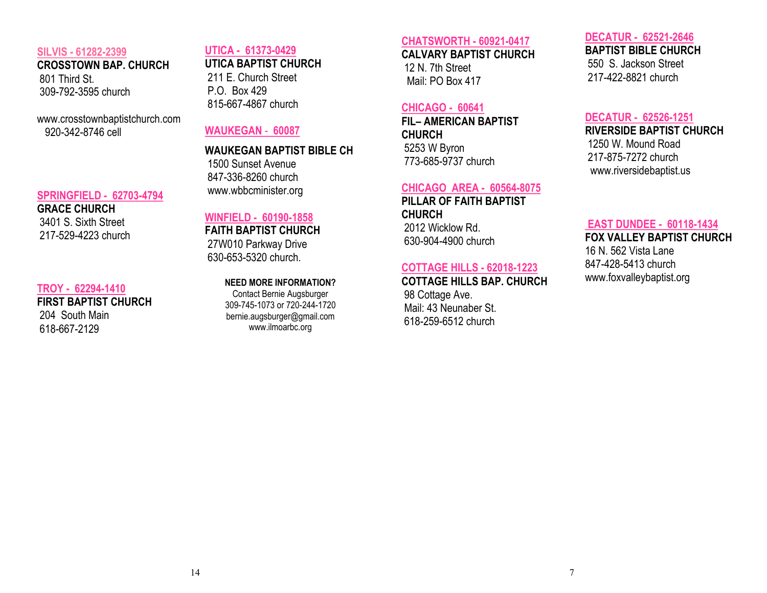**SILVIS - 61282-2399**

**CROSSTOWN BAP. CHURCH**
801 Third St.
309-792-3595 church

www.crosstownbaptistchurch.com
920-342-8746 cell

**SPRINGFIELD - 62703-4794**

**GRACE CHURCH**
3401 S. Sixth Street
217-529-4223 church

**TROY - 62294-1410**

**FIRST BAPTIST CHURCH**
204 South Main
618-667-2129

**UTICA - 61373-0429**

**UTICA BAPTIST CHURCH**
211 E. Church Street
P.O. Box 429
815-667-4867 church

**WAUKEGAN - 60087**

**WAUKEGAN BAPTIST BIBLE CH**
1500 Sunset Avenue
847-336-8260 church
www.wbbcminister.org

**WINFIELD - 60190-1858**

**FAITH BAPTIST CHURCH**
27W010 Parkway Drive
630-653-5320 church.

**NEED MORE INFORMATION?**
Contact Bernie Augsburger
309-745-1073 or 720-244-1720
bernie.augsburger@gmail.com
www.ilmoarbc.org

**CHATSWORTH - 60921-0417**

**CALVARY BAPTIST CHURCH**
12 N. 7th Street
Mail: PO Box 417

**CHICAGO - 60641**

**FIL– AMERICAN BAPTIST CHURCH**
5253 W Byron
773-685-9737 church

**CHICAGO AREA - 60564-8075**

**PILLAR OF FAITH BAPTIST CHURCH**
2012 Wicklow Rd.
630-904-4900 church

**COTTAGE HILLS - 62018-1223**

**COTTAGE HILLS BAP. CHURCH**
98 Cottage Ave.
Mail: 43 Neunaber St.
618-259-6512 church

**DECATUR - 62521-2646**

**BAPTIST BIBLE CHURCH**
550 S. Jackson Street
217-422-8821 church

**DECATUR - 62526-1251**

**RIVERSIDE BAPTIST CHURCH**
1250 W. Mound Road
217-875-7272 church
www.riversidebaptist.us

**EAST DUNDEE - 60118-1434**

**FOX VALLEY BAPTIST CHURCH**
16 N. 562 Vista Lane
847-428-5413 church
www.foxvalleybaptist.org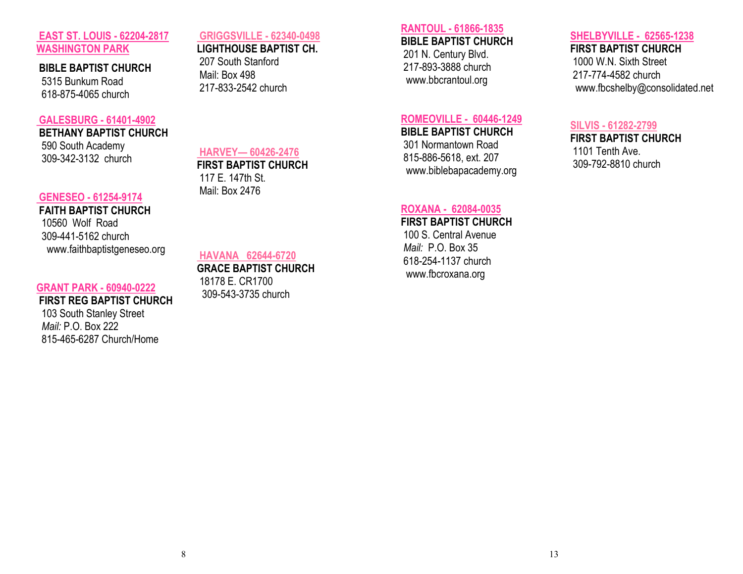**EAST ST. LOUIS - 62204-2817**
**WASHINGTON PARK**

**BIBLE BAPTIST CHURCH**
5315 Bunkum Road
618-875-4065 church

**GALESBURG - 61401-4902**
**BETHANY BAPTIST CHURCH**
590 South Academy
309-342-3132 church

**GENESEO - 61254-9174**
**FAITH BAPTIST CHURCH**
10560 Wolf Road
309-441-5162 church
www.faithbaptistgeneseo.org

**GRANT PARK - 60940-0222**
**FIRST REG BAPTIST CHURCH**
103 South Stanley Street
*Mail:* P.O. Box 222
815-465-6287 Church/Home

**GRIGGSVILLE - 62340-0498**
**LIGHTHOUSE BAPTIST CH.**
207 South Stanford
Mail: Box 498
217-833-2542 church

**HARVEY— 60426-2476**
**FIRST BAPTIST CHURCH**
117 E. 147th St.
Mail: Box 2476

**HAVANA 62644-6720**
**GRACE BAPTIST CHURCH**
18178 E. CR1700
309-543-3735 church

**RANTOUL - 61866-1835**
**BIBLE BAPTIST CHURCH**
201 N. Century Blvd.
217-893-3888 church
www.bbcrantoul.org

**ROMEOVILLE - 60446-1249**
**BIBLE BAPTIST CHURCH**
301 Normantown Road
815-886-5618, ext. 207
www.biblebapacademy.org

**ROXANA - 62084-0035**
**FIRST BAPTIST CHURCH**
100 S. Central Avenue
*Mail:* P.O. Box 35
618-254-1137 church
www.fbcroxana.org

**SHELBYVILLE - 62565-1238**
**FIRST BAPTIST CHURCH**
1000 W.N. Sixth Street
217-774-4582 church
www.fbcshelby@consolidated.net

**SILVIS - 61282-2799**
**FIRST BAPTIST CHURCH**
1101 Tenth Ave.
309-792-8810 church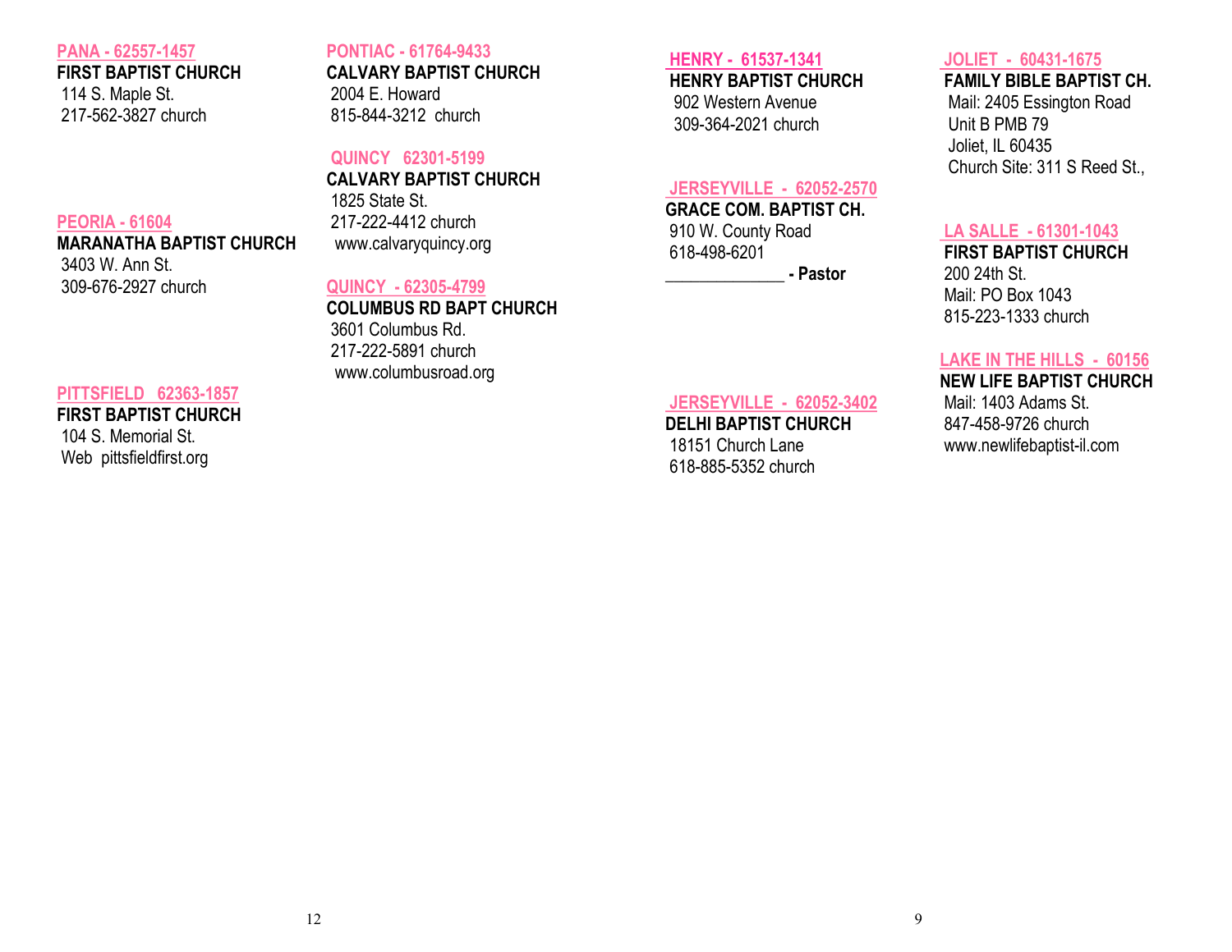PANA - 62557-1457

**FIRST BAPTIST CHURCH**
114 S. Maple St.
217-562-3827 church

PEORIA - 61604

**MARANATHA BAPTIST CHURCH**
3403 W. Ann St.
309-676-2927 church

PITTSFIELD 62363-1857

**FIRST BAPTIST CHURCH**
104 S. Memorial St.
Web pittsfieldfirst.org

PONTIAC - 61764-9433

**CALVARY BAPTIST CHURCH**
2004 E. Howard
815-844-3212 church

QUINCY 62301-5199

**CALVARY BAPTIST CHURCH**
1825 State St.
217-222-4412 church
www.calvaryquincy.org

QUINCY - 62305-4799

**COLUMBUS RD BAPT CHURCH**
3601 Columbus Rd.
217-222-5891 church
www.columbusroad.org

HENRY - 61537-1341

**HENRY BAPTIST CHURCH**
902 Western Avenue
309-364-2021 church

JERSEYVILLE - 62052-2570

**GRACE COM. BAPTIST CH.**
910 W. County Road
618-498-6201
\_\_\_\_\_\_\_\_\_\_\_\_\_\_ **- Pastor**

JERSEYVILLE - 62052-3402

**DELHI BAPTIST CHURCH**
18151 Church Lane
618-885-5352 church

JOLIET - 60431-1675

**FAMILY BIBLE BAPTIST CH.**
Mail: 2405 Essington Road
Unit B PMB 79
Joliet, IL 60435
Church Site: 311 S Reed St.,

LA SALLE - 61301-1043

**FIRST BAPTIST CHURCH**
200 24th St.
Mail: PO Box 1043
815-223-1333 church

LAKE IN THE HILLS - 60156

**NEW LIFE BAPTIST CHURCH**
Mail: 1403 Adams St.
847-458-9726 church
www.newlifebaptist-il.com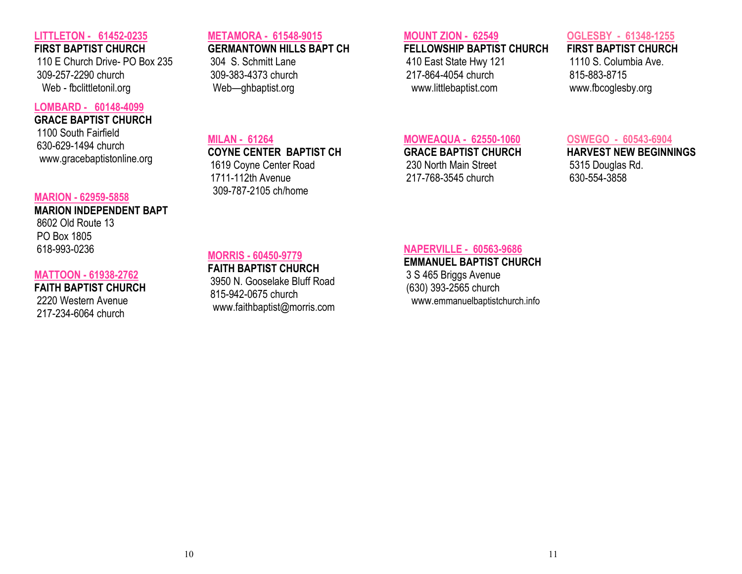**LITTLETON - 61452-0235**

**FIRST BAPTIST CHURCH**
110 E Church Drive- PO Box 235
309-257-2290 church
Web - fbclittletonil.org

**LOMBARD - 60148-4099**

**GRACE BAPTIST CHURCH**
1100 South Fairfield
630-629-1494 church
www.gracebaptistonline.org

**MARION - 62959-5858**

**MARION INDEPENDENT BAPT**
8602 Old Route 13
PO Box 1805
618-993-0236

**MATTOON - 61938-2762**

**FAITH BAPTIST CHURCH**
2220 Western Avenue
217-234-6064 church

**METAMORA - 61548-9015**

**GERMANTOWN HILLS BAPT CH**
304 S. Schmitt Lane
309-383-4373 church
Web—ghbaptist.org

**MILAN - 61264**

**COYNE CENTER BAPTIST CH**
1619 Coyne Center Road
1711-112th Avenue
309-787-2105 ch/home

**MORRIS - 60450-9779**

**FAITH BAPTIST CHURCH**
3950 N. Gooselake Bluff Road
815-942-0675 church
www.faithbaptist@morris.com

**MOUNT ZION - 62549**

**FELLOWSHIP BAPTIST CHURCH**
410 East State Hwy 121
217-864-4054 church
www.littlebaptist.com

**MOWEAQUA - 62550-1060**

**GRACE BAPTIST CHURCH**
230 North Main Street
217-768-3545 church

**NAPERVILLE - 60563-9686**

**EMMANUEL BAPTIST CHURCH**
3 S 465 Briggs Avenue
(630) 393-2565 church
www.emmanuelbaptistchurch.info

**OGLESBY - 61348-1255**

**FIRST BAPTIST CHURCH**
1110 S. Columbia Ave.
815-883-8715
www.fbcoglesby.org

**OSWEGO - 60543-6904**

**HARVEST NEW BEGINNINGS**
5315 Douglas Rd.
630-554-3858